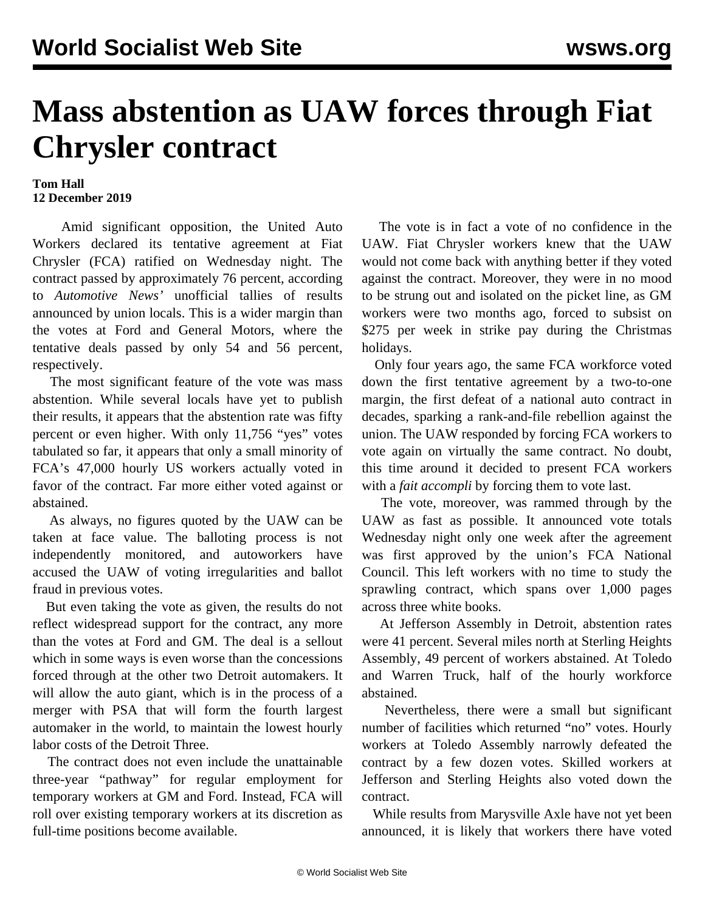# Mass abstention as UAW forces through Fiat Chrysler contract

**Tom Hall**
**12 December 2019**

Amid significant opposition, the United Auto Workers declared its tentative agreement at Fiat Chrysler (FCA) ratified on Wednesday night. The contract passed by approximately 76 percent, according to *Automotive News'* unofficial tallies of results announced by union locals. This is a wider margin than the votes at Ford and General Motors, where the tentative deals passed by only 54 and 56 percent, respectively.

The most significant feature of the vote was mass abstention. While several locals have yet to publish their results, it appears that the abstention rate was fifty percent or even higher. With only 11,756 "yes" votes tabulated so far, it appears that only a small minority of FCA's 47,000 hourly US workers actually voted in favor of the contract. Far more either voted against or abstained.

As always, no figures quoted by the UAW can be taken at face value. The balloting process is not independently monitored, and autoworkers have accused the UAW of voting irregularities and ballot fraud in previous votes.

But even taking the vote as given, the results do not reflect widespread support for the contract, any more than the votes at Ford and GM. The deal is a sellout which in some ways is even worse than the concessions forced through at the other two Detroit automakers. It will allow the auto giant, which is in the process of a merger with PSA that will form the fourth largest automaker in the world, to maintain the lowest hourly labor costs of the Detroit Three.

The contract does not even include the unattainable three-year "pathway" for regular employment for temporary workers at GM and Ford. Instead, FCA will roll over existing temporary workers at its discretion as full-time positions become available.

The vote is in fact a vote of no confidence in the UAW. Fiat Chrysler workers knew that the UAW would not come back with anything better if they voted against the contract. Moreover, they were in no mood to be strung out and isolated on the picket line, as GM workers were two months ago, forced to subsist on $275 per week in strike pay during the Christmas holidays.

Only four years ago, the same FCA workforce voted down the first tentative agreement by a two-to-one margin, the first defeat of a national auto contract in decades, sparking a rank-and-file rebellion against the union. The UAW responded by forcing FCA workers to vote again on virtually the same contract. No doubt, this time around it decided to present FCA workers with a *fait accompli* by forcing them to vote last.

The vote, moreover, was rammed through by the UAW as fast as possible. It announced vote totals Wednesday night only one week after the agreement was first approved by the union's FCA National Council. This left workers with no time to study the sprawling contract, which spans over 1,000 pages across three white books.

At Jefferson Assembly in Detroit, abstention rates were 41 percent. Several miles north at Sterling Heights Assembly, 49 percent of workers abstained. At Toledo and Warren Truck, half of the hourly workforce abstained.

Nevertheless, there were a small but significant number of facilities which returned "no" votes. Hourly workers at Toledo Assembly narrowly defeated the contract by a few dozen votes. Skilled workers at Jefferson and Sterling Heights also voted down the contract.

While results from Marysville Axle have not yet been announced, it is likely that workers there have voted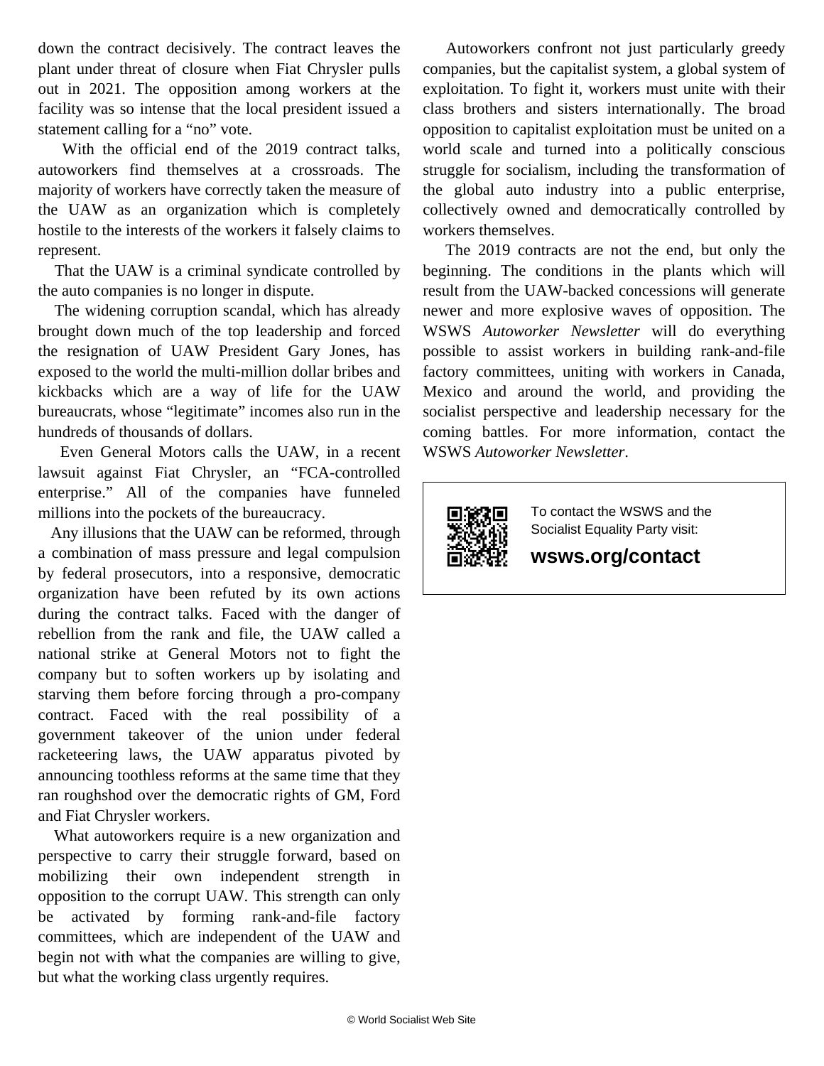down the contract decisively. The contract leaves the plant under threat of closure when Fiat Chrysler pulls out in 2021. The opposition among workers at the facility was so intense that the local president issued a statement calling for a "no" vote.

With the official end of the 2019 contract talks, autoworkers find themselves at a crossroads. The majority of workers have correctly taken the measure of the UAW as an organization which is completely hostile to the interests of the workers it falsely claims to represent.

That the UAW is a criminal syndicate controlled by the auto companies is no longer in dispute.

The widening corruption scandal, which has already brought down much of the top leadership and forced the resignation of UAW President Gary Jones, has exposed to the world the multi-million dollar bribes and kickbacks which are a way of life for the UAW bureaucrats, whose "legitimate" incomes also run in the hundreds of thousands of dollars.

Even General Motors calls the UAW, in a recent lawsuit against Fiat Chrysler, an "FCA-controlled enterprise." All of the companies have funneled millions into the pockets of the bureaucracy.

Any illusions that the UAW can be reformed, through a combination of mass pressure and legal compulsion by federal prosecutors, into a responsive, democratic organization have been refuted by its own actions during the contract talks. Faced with the danger of rebellion from the rank and file, the UAW called a national strike at General Motors not to fight the company but to soften workers up by isolating and starving them before forcing through a pro-company contract. Faced with the real possibility of a government takeover of the union under federal racketeering laws, the UAW apparatus pivoted by announcing toothless reforms at the same time that they ran roughshod over the democratic rights of GM, Ford and Fiat Chrysler workers.

What autoworkers require is a new organization and perspective to carry their struggle forward, based on mobilizing their own independent strength in opposition to the corrupt UAW. This strength can only be activated by forming rank-and-file factory committees, which are independent of the UAW and begin not with what the companies are willing to give, but what the working class urgently requires.

Autoworkers confront not just particularly greedy companies, but the capitalist system, a global system of exploitation. To fight it, workers must unite with their class brothers and sisters internationally. The broad opposition to capitalist exploitation must be united on a world scale and turned into a politically conscious struggle for socialism, including the transformation of the global auto industry into a public enterprise, collectively owned and democratically controlled by workers themselves.

The 2019 contracts are not the end, but only the beginning. The conditions in the plants which will result from the UAW-backed concessions will generate newer and more explosive waves of opposition. The WSWS *Autoworker Newsletter* will do everything possible to assist workers in building rank-and-file factory committees, uniting with workers in Canada, Mexico and around the world, and providing the socialist perspective and leadership necessary for the coming battles. For more information, contact the WSWS *Autoworker Newsletter*.

To contact the WSWS and the Socialist Equality Party visit:

**wsws.org/contact**